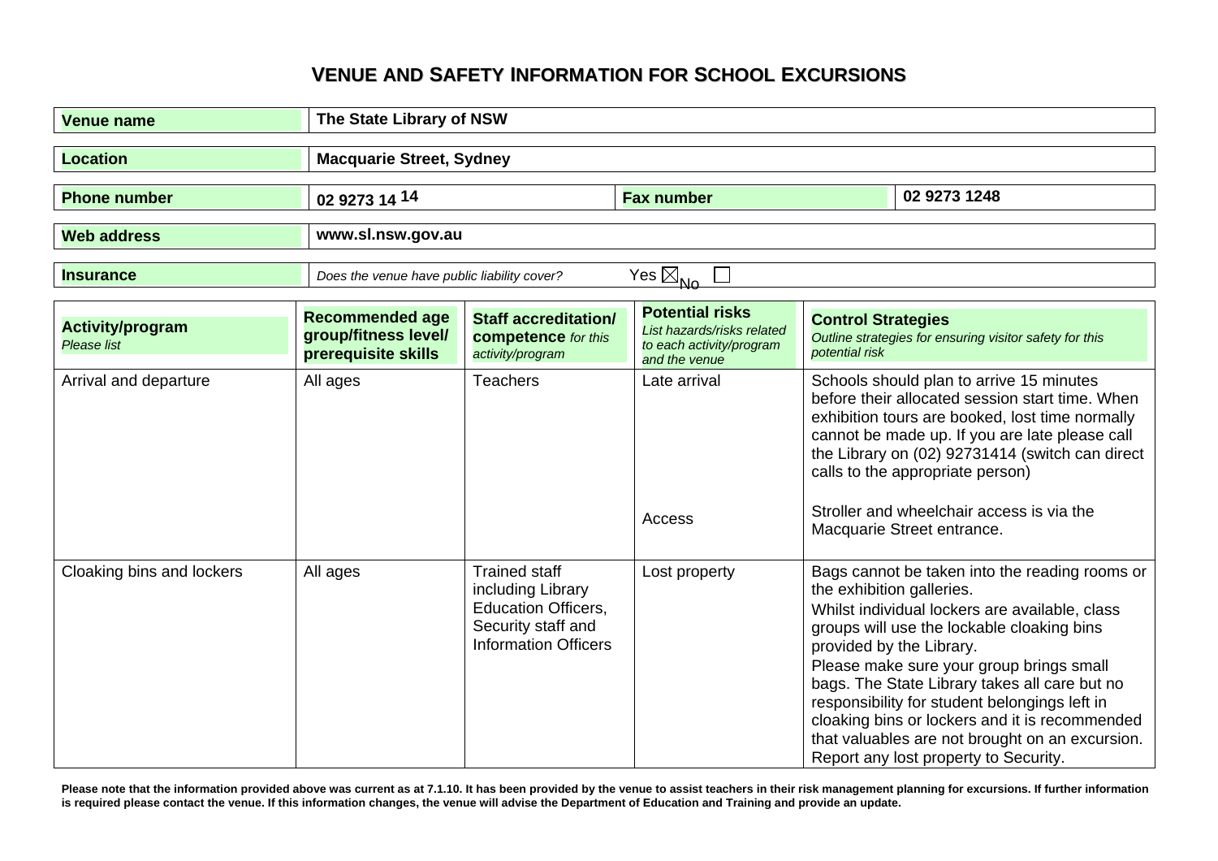# VENUE AND SAFETY INFORMATION FOR SCHOOL EXCURSIONS

| | | | |
|---|---|---|---|
| **Venue name** | **The State Library of NSW** | | |
| **Location** | **Macquarie Street, Sydney** | | |
| **Phone number** | **02 9273 14 14** | **Fax number** | **02 9273 1248** |
| **Web address** | **www.sl.nsw.gov.au** | | |
| **Insurance** | *Does the venue have public liability cover?* Yes ☒ No ☐ | | |

| **Activity/program** *Please list* | **Recommended age group/fitness level/ prerequisite skills** | **Staff accreditation/ competence** *for this activity/program* | **Potential risks** *List hazards/risks related to each activity/program and the venue* | **Control Strategies** *Outline strategies for ensuring visitor safety for this potential risk* |
|---|---|---|---|---|
| Arrival and departure | All ages | Teachers | Late arrival | Schools should plan to arrive 15 minutes before their allocated session start time. When exhibition tours are booked, lost time normally cannot be made up. If you are late please call the Library on (02) 92731414 (switch can direct calls to the appropriate person) |
| | | | Access | Stroller and wheelchair access is via the Macquarie Street entrance. |
| Cloaking bins and lockers | All ages | Trained staff including Library Education Officers, Security staff and Information Officers | Lost property | Bags cannot be taken into the reading rooms or the exhibition galleries. Whilst individual lockers are available, class groups will use the lockable cloaking bins provided by the Library. Please make sure your group brings small bags. The State Library takes all care but no responsibility for student belongings left in cloaking bins or lockers and it is recommended that valuables are not brought on an excursion. Report any lost property to Security. |

**Please note that the information provided above was current as at 7.1.10. It has been provided by the venue to assist teachers in their risk management planning for excursions. If further information is required please contact the venue. If this information changes, the venue will advise the Department of Education and Training and provide an update.**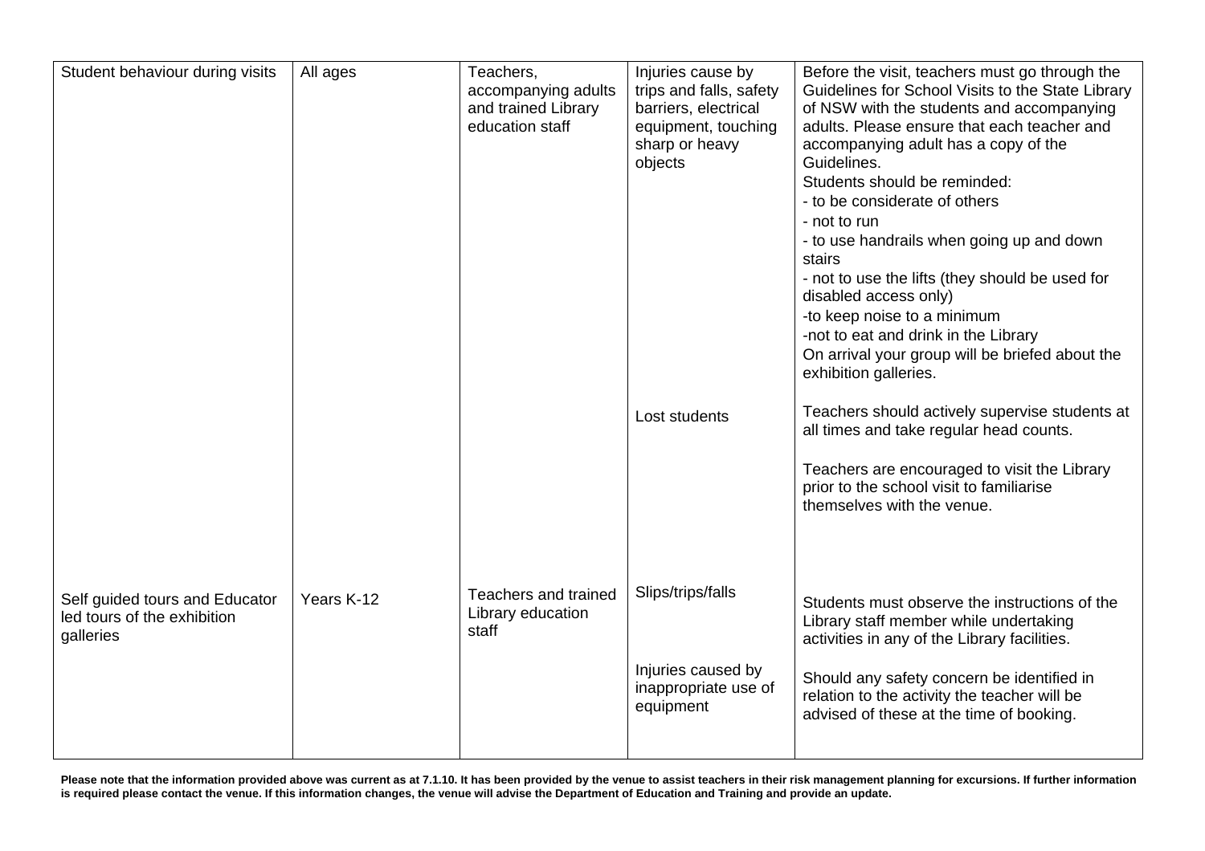| Student behaviour during visits | All ages | Teachers, accompanying adults and trained Library education staff | Injuries cause by trips and falls, safety barriers, electrical equipment, touching sharp or heavy objects | Before the visit, teachers must go through the Guidelines for School Visits to the State Library of NSW with the students and accompanying adults. Please ensure that each teacher and accompanying adult has a copy of the Guidelines.<br>Students should be reminded:<br>- to be considerate of others<br>- not to run<br>- to use handrails when going up and down stairs<br>- not to use the lifts (they should be used for disabled access only)<br>-to keep noise to a minimum<br>-not to eat and drink in the Library<br>On arrival your group will be briefed about the exhibition galleries. |
|---|---|---|---|---|
| | | | Lost students | Teachers should actively supervise students at all times and take regular head counts.<br><br>Teachers are encouraged to visit the Library prior to the school visit to familiarise themselves with the venue. |
| Self guided tours and Educator led tours of the exhibition galleries | Years K-12 | Teachers and trained Library education staff | Slips/trips/falls | Students must observe the instructions of the Library staff member while undertaking activities in any of the Library facilities. |
| | | | Injuries caused by inappropriate use of equipment | Should any safety concern be identified in relation to the activity the teacher will be advised of these at the time of booking. |

**Please note that the information provided above was current as at 7.1.10. It has been provided by the venue to assist teachers in their risk management planning for excursions. If further information is required please contact the venue. If this information changes, the venue will advise the Department of Education and Training and provide an update.**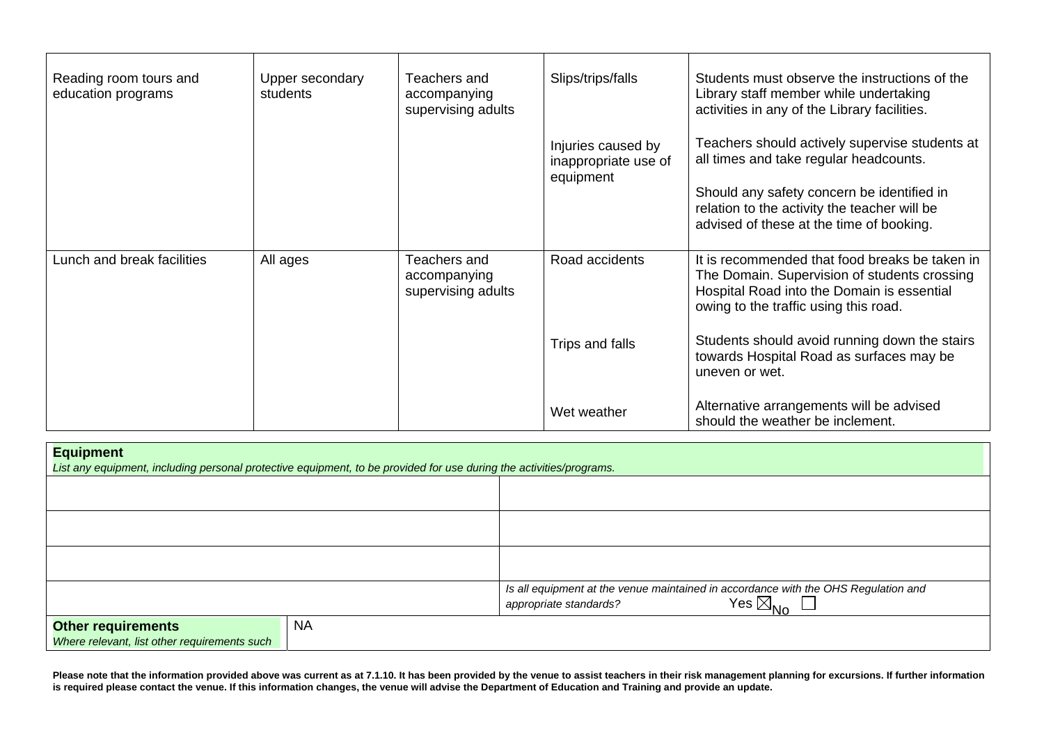| | | | | |
|---|---|---|---|---|
| Reading room tours and education programs | Upper secondary students | Teachers and accompanying supervising adults | Slips/trips/falls<br><br>Injuries caused by inappropriate use of equipment | Students must observe the instructions of the Library staff member while undertaking activities in any of the Library facilities.<br><br>Teachers should actively supervise students at all times and take regular headcounts.<br><br>Should any safety concern be identified in relation to the activity the teacher will be advised of these at the time of booking. |
| Lunch and break facilities | All ages | Teachers and accompanying supervising adults | Road accidents<br><br>Trips and falls<br><br>Wet weather | It is recommended that food breaks be taken in The Domain. Supervision of students crossing Hospital Road into the Domain is essential owing to the traffic using this road.<br><br>Students should avoid running down the stairs towards Hospital Road as surfaces may be uneven or wet.<br><br>Alternative arrangements will be advised should the weather be inclement. |

| **Equipment**<br>*List any equipment, including personal protective equipment, to be provided for use during the activities/programs.* | |
|---|---|
| | |
| | |
| | |
| | *Is all equipment at the venue maintained in accordance with the OHS Regulation and appropriate standards?* Yes ☒ No ☐ |
| **Other requirements**<br>*Where relevant, list other requirements such* | NA |

**Please note that the information provided above was current as at 7.1.10. It has been provided by the venue to assist teachers in their risk management planning for excursions. If further information is required please contact the venue. If this information changes, the venue will advise the Department of Education and Training and provide an update.**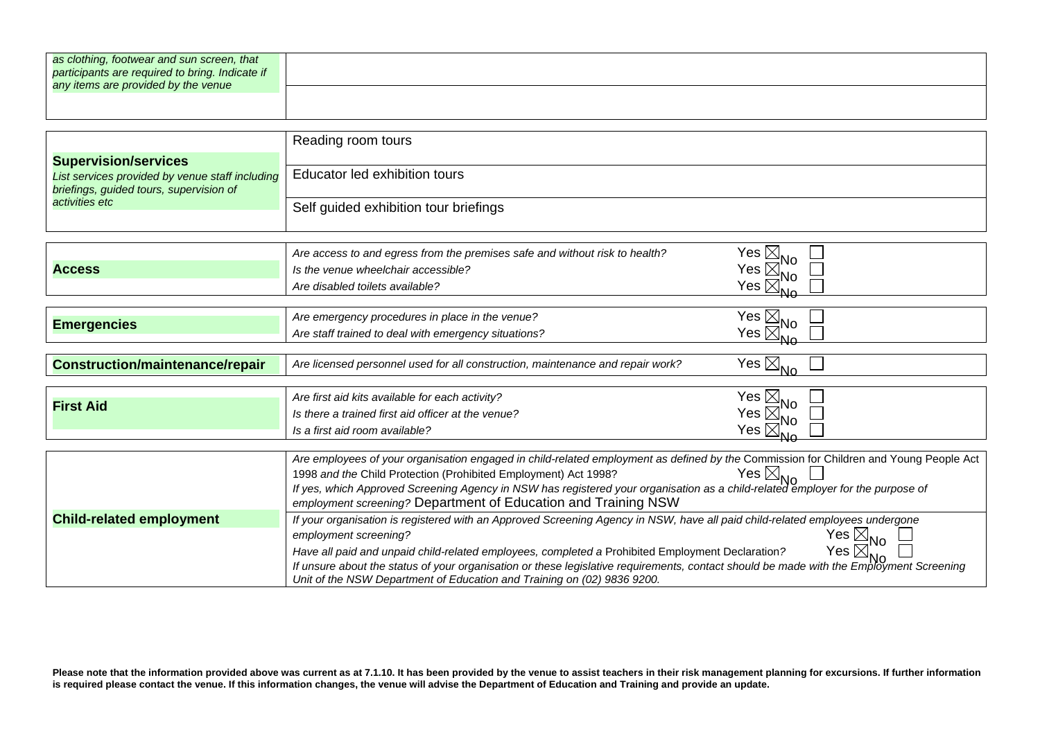| | |
|---|---|
| *as clothing, footwear and sun screen, that participants are required to bring. Indicate if any items are provided by the venue* | |
| | |

| | |
|---|---|
| **Supervision/services** *List services provided by venue staff including briefings, guided tours, supervision of activities etc* | Reading room tours |
| | Educator led exhibition tours |
| | Self guided exhibition tour briefings |

| | | |
|---|---|---|
| **Access** | *Are access to and egress from the premises safe and without risk to health?* | Yes ☒ No ☐ |
| | *Is the venue wheelchair accessible?* | Yes ☒ No ☐ |
| | *Are disabled toilets available?* | Yes ☒ No ☐ |

| | | |
|---|---|---|
| **Emergencies** | *Are emergency procedures in place in the venue?* | Yes ☒ No ☐ |
| | *Are staff trained to deal with emergency situations?* | Yes ☒ No ☐ |

| | | |
|---|---|---|
| **Construction/maintenance/repair** | *Are licensed personnel used for all construction, maintenance and repair work?* | Yes ☒ No ☐ |

| | | |
|---|---|---|
| **First Aid** | *Are first aid kits available for each activity?* | Yes ☒ No ☐ |
| | *Is there a trained first aid officer at the venue?* | Yes ☒ No ☐ |
| | *Is a first aid room available?* | Yes ☒ No ☐ |

| | |
|---|---|
| **Child-related employment** | *Are employees of your organisation engaged in child-related employment as defined by the* Commission for Children and Young People Act 1998 *and the* Child Protection (Prohibited Employment) Act 1998? Yes ☒ No ☐ *If yes, which Approved Screening Agency in NSW has registered your organisation as a child-related employer for the purpose of employment screening?* Department of Education and Training NSW |
| | *If your organisation is registered with an Approved Screening Agency in NSW, have all paid child-related employees undergone employment screening?* Yes ☒ No ☐ *Have all paid and unpaid child-related employees, completed a* Prohibited Employment Declaration*?* Yes ☒ No ☐ *If unsure about the status of your organisation or these legislative requirements, contact should be made with the Employment Screening Unit of the NSW Department of Education and Training on (02) 9836 9200.* |

**Please note that the information provided above was current as at 7.1.10. It has been provided by the venue to assist teachers in their risk management planning for excursions. If further information is required please contact the venue. If this information changes, the venue will advise the Department of Education and Training and provide an update.**